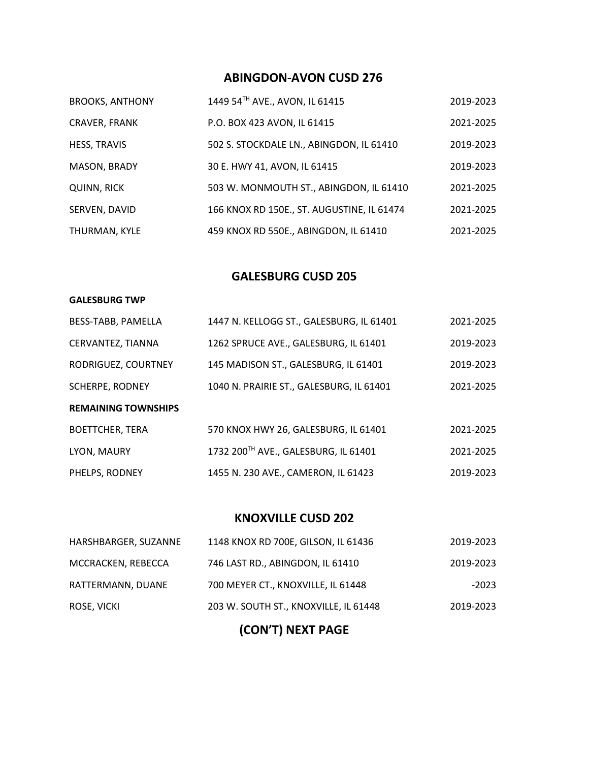## ABINGDON-AVON CUSD 276

| | | |
|---|---|---|
| BROOKS, ANTHONY | 1449 54TH AVE., AVON, IL 61415 | 2019-2023 |
| CRAVER, FRANK | P.O. BOX 423 AVON, IL 61415 | 2021-2025 |
| HESS, TRAVIS | 502 S. STOCKDALE LN., ABINGDON, IL 61410 | 2019-2023 |
| MASON, BRADY | 30 E. HWY 41, AVON, IL 61415 | 2019-2023 |
| QUINN, RICK | 503 W. MONMOUTH ST., ABINGDON, IL 61410 | 2021-2025 |
| SERVEN, DAVID | 166 KNOX RD 150E., ST. AUGUSTINE, IL 61474 | 2021-2025 |
| THURMAN, KYLE | 459 KNOX RD 550E., ABINGDON, IL 61410 | 2021-2025 |

## GALESBURG CUSD 205

**GALESBURG TWP**

| | | |
|---|---|---|
| BESS-TABB, PAMELLA | 1447 N. KELLOGG ST., GALESBURG, IL 61401 | 2021-2025 |
| CERVANTEZ, TIANNA | 1262 SPRUCE AVE., GALESBURG, IL 61401 | 2019-2023 |
| RODRIGUEZ, COURTNEY | 145 MADISON ST., GALESBURG, IL 61401 | 2019-2023 |
| SCHERPE, RODNEY | 1040 N. PRAIRIE ST., GALESBURG, IL 61401 | 2021-2025 |

**REMAINING TOWNSHIPS**

| | | |
|---|---|---|
| BOETTCHER, TERA | 570 KNOX HWY 26, GALESBURG, IL 61401 | 2021-2025 |
| LYON, MAURY | 1732 200TH AVE., GALESBURG, IL 61401 | 2021-2025 |
| PHELPS, RODNEY | 1455 N. 230 AVE., CAMERON, IL 61423 | 2019-2023 |

## KNOXVILLE CUSD 202

| | | |
|---|---|---|
| HARSHBARGER, SUZANNE | 1148 KNOX RD 700E, GILSON, IL 61436 | 2019-2023 |
| MCCRACKEN, REBECCA | 746 LAST RD., ABINGDON, IL 61410 | 2019-2023 |
| RATTERMANN, DUANE | 700 MEYER CT., KNOXVILLE, IL 61448 | -2023 |
| ROSE, VICKI | 203 W. SOUTH ST., KNOXVILLE, IL 61448 | 2019-2023 |

## (CON'T) NEXT PAGE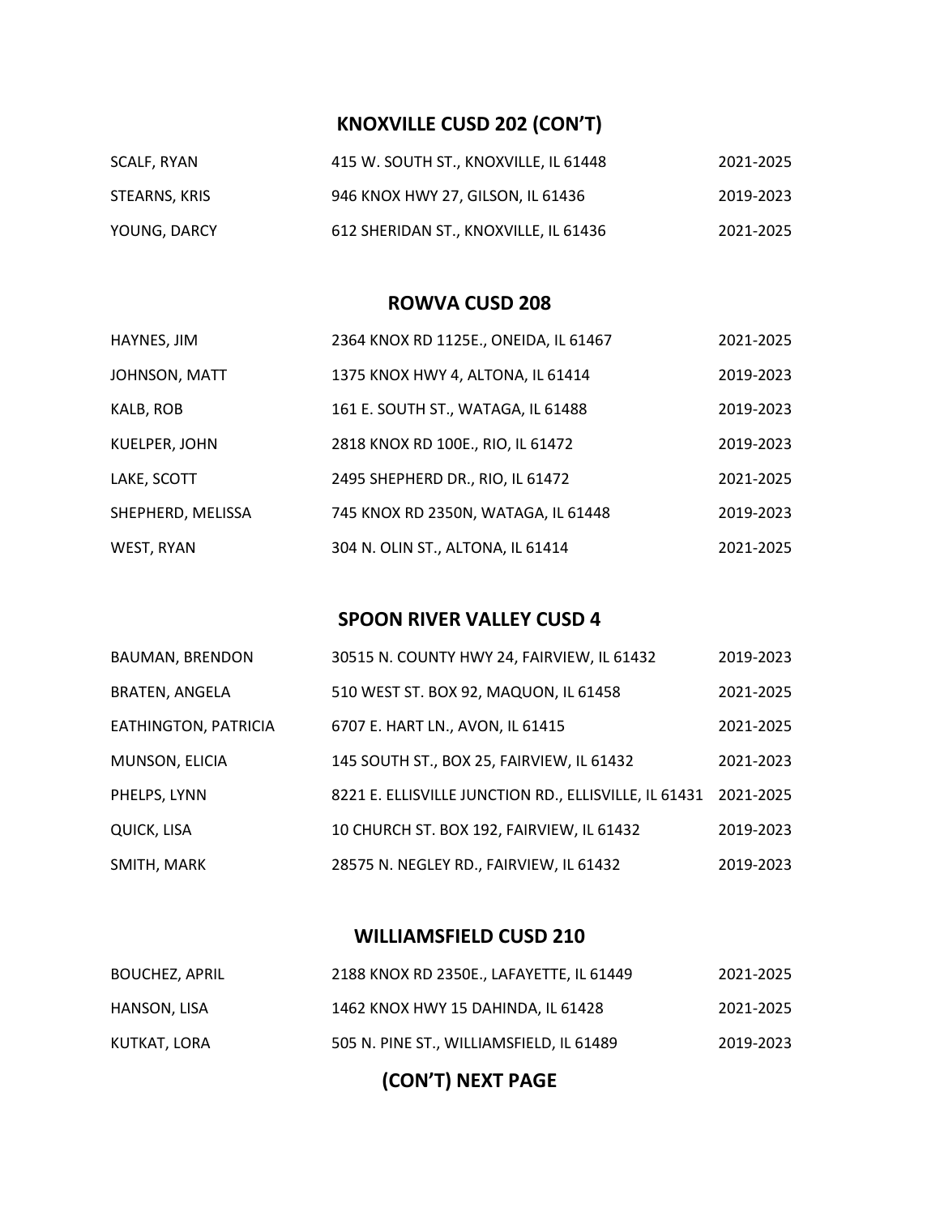## KNOXVILLE CUSD 202 (CON'T)

| | | |
|---|---|---|
| SCALF, RYAN | 415 W. SOUTH ST., KNOXVILLE, IL 61448 | 2021-2025 |
| STEARNS, KRIS | 946 KNOX HWY 27, GILSON, IL 61436 | 2019-2023 |
| YOUNG, DARCY | 612 SHERIDAN ST., KNOXVILLE, IL 61436 | 2021-2025 |

## ROWVA CUSD 208

| | | |
|---|---|---|
| HAYNES, JIM | 2364 KNOX RD 1125E., ONEIDA, IL 61467 | 2021-2025 |
| JOHNSON, MATT | 1375 KNOX HWY 4, ALTONA, IL 61414 | 2019-2023 |
| KALB, ROB | 161 E. SOUTH ST., WATAGA, IL 61488 | 2019-2023 |
| KUELPER, JOHN | 2818 KNOX RD 100E., RIO, IL 61472 | 2019-2023 |
| LAKE, SCOTT | 2495 SHEPHERD DR., RIO, IL 61472 | 2021-2025 |
| SHEPHERD, MELISSA | 745 KNOX RD 2350N, WATAGA, IL 61448 | 2019-2023 |
| WEST, RYAN | 304 N. OLIN ST., ALTONA, IL 61414 | 2021-2025 |

## SPOON RIVER VALLEY CUSD 4

| | | |
|---|---|---|
| BAUMAN, BRENDON | 30515 N. COUNTY HWY 24, FAIRVIEW, IL 61432 | 2019-2023 |
| BRATEN, ANGELA | 510 WEST ST. BOX 92, MAQUON, IL 61458 | 2021-2025 |
| EATHINGTON, PATRICIA | 6707 E. HART LN., AVON, IL 61415 | 2021-2025 |
| MUNSON, ELICIA | 145 SOUTH ST., BOX 25, FAIRVIEW, IL 61432 | 2021-2023 |
| PHELPS, LYNN | 8221 E. ELLISVILLE JUNCTION RD., ELLISVILLE, IL 61431 | 2021-2025 |
| QUICK, LISA | 10 CHURCH ST. BOX 192, FAIRVIEW, IL 61432 | 2019-2023 |
| SMITH, MARK | 28575 N. NEGLEY RD., FAIRVIEW, IL 61432 | 2019-2023 |

## WILLIAMSFIELD CUSD 210

| | | |
|---|---|---|
| BOUCHEZ, APRIL | 2188 KNOX RD 2350E., LAFAYETTE, IL 61449 | 2021-2025 |
| HANSON, LISA | 1462 KNOX HWY 15 DAHINDA, IL 61428 | 2021-2025 |
| KUTKAT, LORA | 505 N. PINE ST., WILLIAMSFIELD, IL 61489 | 2019-2023 |

**(CON'T) NEXT PAGE**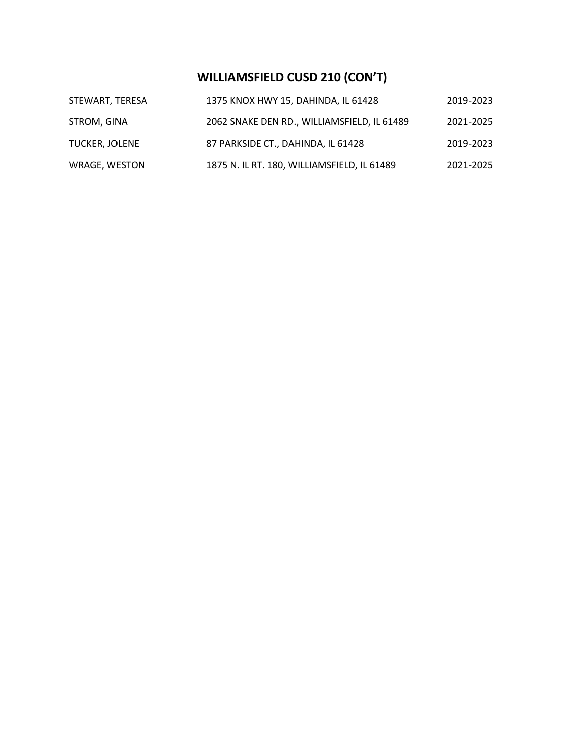## WILLIAMSFIELD CUSD 210 (CON'T)

| | | |
|---|---|---|
| STEWART, TERESA | 1375 KNOX HWY 15, DAHINDA, IL 61428 | 2019-2023 |
| STROM, GINA | 2062 SNAKE DEN RD., WILLIAMSFIELD, IL 61489 | 2021-2025 |
| TUCKER, JOLENE | 87 PARKSIDE CT., DAHINDA, IL 61428 | 2019-2023 |
| WRAGE, WESTON | 1875 N. IL RT. 180, WILLIAMSFIELD, IL 61489 | 2021-2025 |